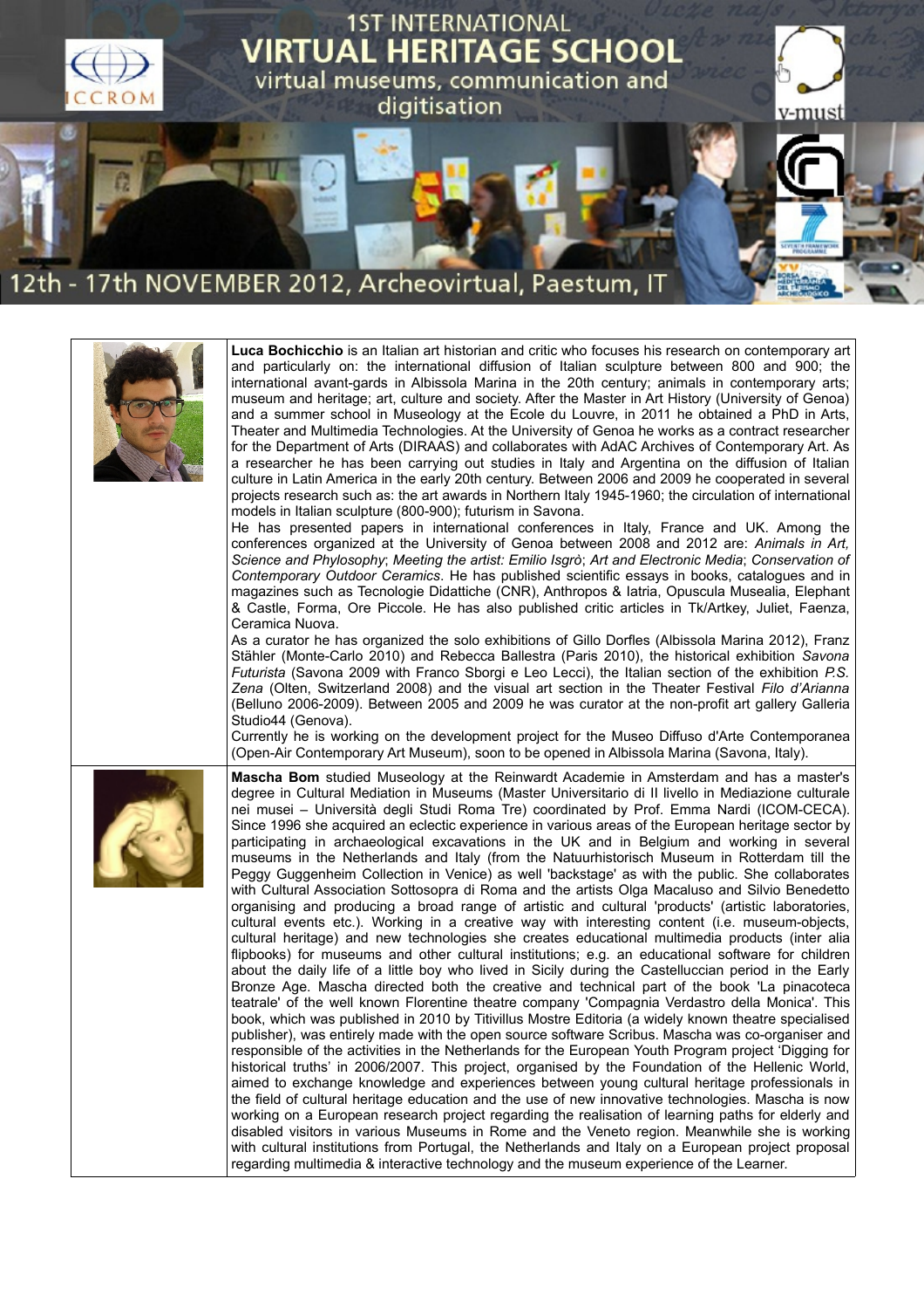# 1ST INTERNATIONAL VIRTUAL HERITAGE SCHOOL

## virtual museums, communication and digitisation

12th - 17th NOVEMBER 2012, Archeovirtual, Paestum, IT

**Luca Bochicchio** is an Italian art historian and critic who focuses his research on contemporary art and particularly on: the international diffusion of Italian sculpture between 800 and 900; the international avant-gards in Albissola Marina in the 20th century; animals in contemporary arts; museum and heritage; art, culture and society. After the Master in Art History (University of Genoa) and a summer school in Museology at the Ecole du Louvre, in 2011 he obtained a PhD in Arts, Theater and Multimedia Technologies. At the University of Genoa he works as a contract researcher for the Department of Arts (DIRAAS) and collaborates with AdAC Archives of Contemporary Art. As a researcher he has been carrying out studies in Italy and Argentina on the diffusion of Italian culture in Latin America in the early 20th century. Between 2006 and 2009 he cooperated in several projects research such as: the art awards in Northern Italy 1945-1960; the circulation of international models in Italian sculpture (800-900); futurism in Savona.

He has presented papers in international conferences in Italy, France and UK. Among the conferences organized at the University of Genoa between 2008 and 2012 are: *Animals in Art, Science and Phylosophy*; *Meeting the artist: Emilio Isgrò*; *Art and Electronic Media*; *Conservation of Contemporary Outdoor Ceramics*. He has published scientific essays in books, catalogues and in magazines such as Tecnologie Didattiche (CNR), Anthropos & Iatria, Opuscula Musealia, Elephant & Castle, Forma, Ore Piccole. He has also published critic articles in Tk/Artkey, Juliet, Faenza, Ceramica Nuova.

As a curator he has organized the solo exhibitions of Gillo Dorfles (Albissola Marina 2012), Franz Stähler (Monte-Carlo 2010) and Rebecca Ballestra (Paris 2010), the historical exhibition *Savona Futurista* (Savona 2009 with Franco Sborgi e Leo Lecci), the Italian section of the exhibition *P.S. Zena* (Olten, Switzerland 2008) and the visual art section in the Theater Festival *Filo d'Arianna* (Belluno 2006-2009). Between 2005 and 2009 he was curator at the non-profit art gallery Galleria Studio44 (Genova).

Currently he is working on the development project for the Museo Diffuso d'Arte Contemporanea (Open-Air Contemporary Art Museum), soon to be opened in Albissola Marina (Savona, Italy).

**Mascha Bom** studied Museology at the Reinwardt Academie in Amsterdam and has a master's degree in Cultural Mediation in Museums (Master Universitario di II livello in Mediazione culturale nei musei – Università degli Studi Roma Tre) coordinated by Prof. Emma Nardi (ICOM-CECA). Since 1996 she acquired an eclectic experience in various areas of the European heritage sector by participating in archaeological excavations in the UK and in Belgium and working in several museums in the Netherlands and Italy (from the Natuurhistorisch Museum in Rotterdam till the Peggy Guggenheim Collection in Venice) as well 'backstage' as with the public. She collaborates with Cultural Association Sottosopra di Roma and the artists Olga Macaluso and Silvio Benedetto organising and producing a broad range of artistic and cultural 'products' (artistic laboratories, cultural events etc.). Working in a creative way with interesting content (i.e. museum-objects, cultural heritage) and new technologies she creates educational multimedia products (inter alia flipbooks) for museums and other cultural institutions; e.g. an educational software for children about the daily life of a little boy who lived in Sicily during the Castelluccian period in the Early Bronze Age. Mascha directed both the creative and technical part of the book 'La pinacoteca teatrale' of the well known Florentine theatre company 'Compagnia Verdastro della Monica'. This book, which was published in 2010 by Titivillus Mostre Editoria (a widely known theatre specialised publisher), was entirely made with the open source software Scribus. Mascha was co-organiser and responsible of the activities in the Netherlands for the European Youth Program project 'Digging for historical truths' in 2006/2007. This project, organised by the Foundation of the Hellenic World, aimed to exchange knowledge and experiences between young cultural heritage professionals in the field of cultural heritage education and the use of new innovative technologies. Mascha is now working on a European research project regarding the realisation of learning paths for elderly and disabled visitors in various Museums in Rome and the Veneto region. Meanwhile she is working with cultural institutions from Portugal, the Netherlands and Italy on a European project proposal regarding multimedia & interactive technology and the museum experience of the Learner.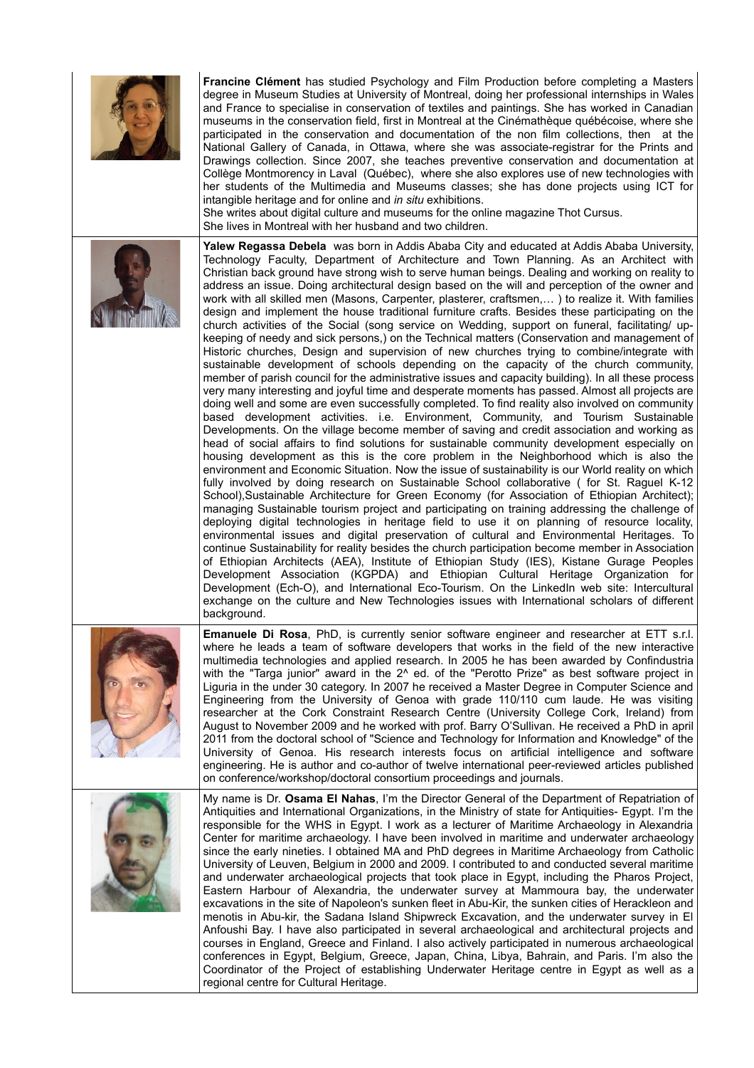**Francine Clément** has studied Psychology and Film Production before completing a Masters degree in Museum Studies at University of Montreal, doing her professional internships in Wales and France to specialise in conservation of textiles and paintings. She has worked in Canadian museums in the conservation field, first in Montreal at the Cinémathèque québécoise, where she participated in the conservation and documentation of the non film collections, then at the National Gallery of Canada, in Ottawa, where she was associate-registrar for the Prints and Drawings collection. Since 2007, she teaches preventive conservation and documentation at Collège Montmorency in Laval (Québec), where she also explores use of new technologies with her students of the Multimedia and Museums classes; she has done projects using ICT for intangible heritage and for online and *in situ* exhibitions.
She writes about digital culture and museums for the online magazine Thot Cursus.
She lives in Montreal with her husband and two children.

**Yalew Regassa Debela** was born in Addis Ababa City and educated at Addis Ababa University, Technology Faculty, Department of Architecture and Town Planning. As an Architect with Christian back ground have strong wish to serve human beings. Dealing and working on reality to address an issue. Doing architectural design based on the will and perception of the owner and work with all skilled men (Masons, Carpenter, plasterer, craftsmen,… ) to realize it. With families design and implement the house traditional furniture crafts. Besides these participating on the church activities of the Social (song service on Wedding, support on funeral, facilitating/ up-keeping of needy and sick persons,) on the Technical matters (Conservation and management of Historic churches, Design and supervision of new churches trying to combine/integrate with sustainable development of schools depending on the capacity of the church community, member of parish council for the administrative issues and capacity building). In all these process very many interesting and joyful time and desperate moments has passed. Almost all projects are doing well and some are even successfully completed. To find reality also involved on community based development activities. i.e. Environment, Community, and Tourism Sustainable Developments. On the village become member of saving and credit association and working as head of social affairs to find solutions for sustainable community development especially on housing development as this is the core problem in the Neighborhood which is also the environment and Economic Situation. Now the issue of sustainability is our World reality on which fully involved by doing research on Sustainable School collaborative ( for St. Raguel K-12 School),Sustainable Architecture for Green Economy (for Association of Ethiopian Architect); managing Sustainable tourism project and participating on training addressing the challenge of deploying digital technologies in heritage field to use it on planning of resource locality, environmental issues and digital preservation of cultural and Environmental Heritages. To continue Sustainability for reality besides the church participation become member in Association of Ethiopian Architects (AEA), Institute of Ethiopian Study (IES), Kistane Gurage Peoples Development Association (KGPDA) and Ethiopian Cultural Heritage Organization for Development (Ech-O), and International Eco-Tourism. On the LinkedIn web site: Intercultural exchange on the culture and New Technologies issues with International scholars of different background.

**Emanuele Di Rosa**, PhD, is currently senior software engineer and researcher at ETT s.r.l. where he leads a team of software developers that works in the field of the new interactive multimedia technologies and applied research. In 2005 he has been awarded by Confindustria with the "Targa junior" award in the 2^ ed. of the "Perotto Prize" as best software project in Liguria in the under 30 category. In 2007 he received a Master Degree in Computer Science and Engineering from the University of Genoa with grade 110/110 cum laude. He was visiting researcher at the Cork Constraint Research Centre (University College Cork, Ireland) from August to November 2009 and he worked with prof. Barry O'Sullivan. He received a PhD in april 2011 from the doctoral school of "Science and Technology for Information and Knowledge" of the University of Genoa. His research interests focus on artificial intelligence and software engineering. He is author and co-author of twelve international peer-reviewed articles published on conference/workshop/doctoral consortium proceedings and journals.

My name is Dr. **Osama El Nahas**, I'm the Director General of the Department of Repatriation of Antiquities and International Organizations, in the Ministry of state for Antiquities- Egypt. I'm the responsible for the WHS in Egypt. I work as a lecturer of Maritime Archaeology in Alexandria Center for maritime archaeology. I have been involved in maritime and underwater archaeology since the early nineties. I obtained MA and PhD degrees in Maritime Archaeology from Catholic University of Leuven, Belgium in 2000 and 2009. I contributed to and conducted several maritime and underwater archaeological projects that took place in Egypt, including the Pharos Project, Eastern Harbour of Alexandria, the underwater survey at Mammoura bay, the underwater excavations in the site of Napoleon's sunken fleet in Abu-Kir, the sunken cities of Herackleon and menotis in Abu-kir, the Sadana Island Shipwreck Excavation, and the underwater survey in El Anfoushi Bay. I have also participated in several archaeological and architectural projects and courses in England, Greece and Finland. I also actively participated in numerous archaeological conferences in Egypt, Belgium, Greece, Japan, China, Libya, Bahrain, and Paris. I'm also the Coordinator of the Project of establishing Underwater Heritage centre in Egypt as well as a regional centre for Cultural Heritage.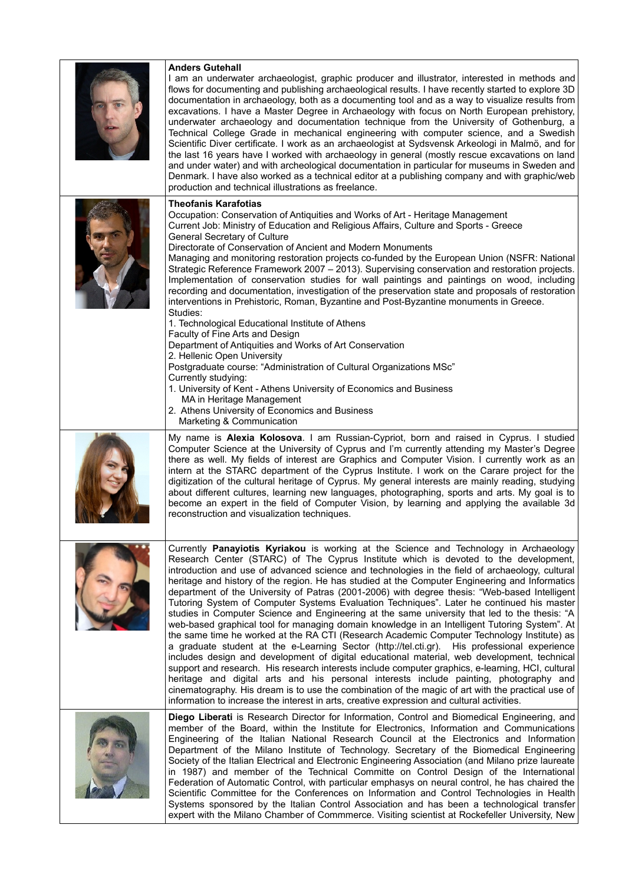**Anders Gutehall**

I am an underwater archaeologist, graphic producer and illustrator, interested in methods and flows for documenting and publishing archaeological results. I have recently started to explore 3D documentation in archaeology, both as a documenting tool and as a way to visualize results from excavations. I have a Master Degree in Archaeology with focus on North European prehistory, underwater archaeology and documentation technique from the University of Gothenburg, a Technical College Grade in mechanical engineering with computer science, and a Swedish Scientific Diver certificate. I work as an archaeologist at Sydsvensk Arkeologi in Malmö, and for the last 16 years have I worked with archaeology in general (mostly rescue excavations on land and under water) and with archeological documentation in particular for museums in Sweden and Denmark. I have also worked as a technical editor at a publishing company and with graphic/web production and technical illustrations as freelance.

**Theofanis Karafotias**

Occupation: Conservation of Antiquities and Works of Art - Heritage Management
Current Job: Ministry of Education and Religious Affairs, Culture and Sports - Greece
General Secretary of Culture
Directorate of Conservation of Ancient and Modern Monuments
Managing and monitoring restoration projects co-funded by the European Union (NSFR: National Strategic Reference Framework 2007 – 2013). Supervising conservation and restoration projects. Implementation of conservation studies for wall paintings and paintings on wood, including recording and documentation, investigation of the preservation state and proposals of restoration interventions in Prehistoric, Roman, Byzantine and Post-Byzantine monuments in Greece.
Studies:

1. Technological Educational Institute of Athens
   Faculty of Fine Arts and Design
   Department of Antiquities and Works of Art Conservation
2. Hellenic Open University
   Postgraduate course: "Administration of Cultural Organizations MSc"

Currently studying:

1. University of Kent - Athens University of Economics and Business
   MA in Heritage Management
2. Athens University of Economics and Business
   Marketing & Communication

My name is **Alexia Kolosova**. I am Russian-Cypriot, born and raised in Cyprus. I studied Computer Science at the University of Cyprus and I'm currently attending my Master's Degree there as well. My fields of interest are Graphics and Computer Vision. I currently work as an intern at the STARC department of the Cyprus Institute. I work on the Carare project for the digitization of the cultural heritage of Cyprus. My general interests are mainly reading, studying about different cultures, learning new languages, photographing, sports and arts. My goal is to become an expert in the field of Computer Vision, by learning and applying the available 3d reconstruction and visualization techniques.

Currently **Panayiotis Kyriakou** is working at the Science and Technology in Archaeology Research Center (STARC) of The Cyprus Institute which is devoted to the development, introduction and use of advanced science and technologies in the field of archaeology, cultural heritage and history of the region. He has studied at the Computer Engineering and Informatics department of the University of Patras (2001-2006) with degree thesis: "Web-based Intelligent Tutoring System of Computer Systems Evaluation Techniques". Later he continued his master studies in Computer Science and Engineering at the same university that led to the thesis: "A web-based graphical tool for managing domain knowledge in an Intelligent Tutoring System". At the same time he worked at the RA CTI (Research Academic Computer Technology Institute) as a graduate student at the e-Learning Sector (http://tel.cti.gr). His professional experience includes design and development of digital educational material, web development, technical support and research. His research interests include computer graphics, e-learning, HCI, cultural heritage and digital arts and his personal interests include painting, photography and cinematography. His dream is to use the combination of the magic of art with the practical use of information to increase the interest in arts, creative expression and cultural activities.

**Diego Liberati** is Research Director for Information, Control and Biomedical Engineering, and member of the Board, within the Institute for Electronics, Information and Communications Engineering of the Italian National Research Council at the Electronics and Information Department of the Milano Institute of Technology. Secretary of the Biomedical Engineering Society of the Italian Electrical and Electronic Engineering Association (and Milano prize laureate in 1987) and member of the Technical Committe on Control Design of the International Federation of Automatic Control, with particular emphasys on neural control, he has chaired the Scientific Committee for the Conferences on Information and Control Technologies in Health Systems sponsored by the Italian Control Association and has been a technological transfer expert with the Milano Chamber of Commmerce. Visiting scientist at Rockefeller University, New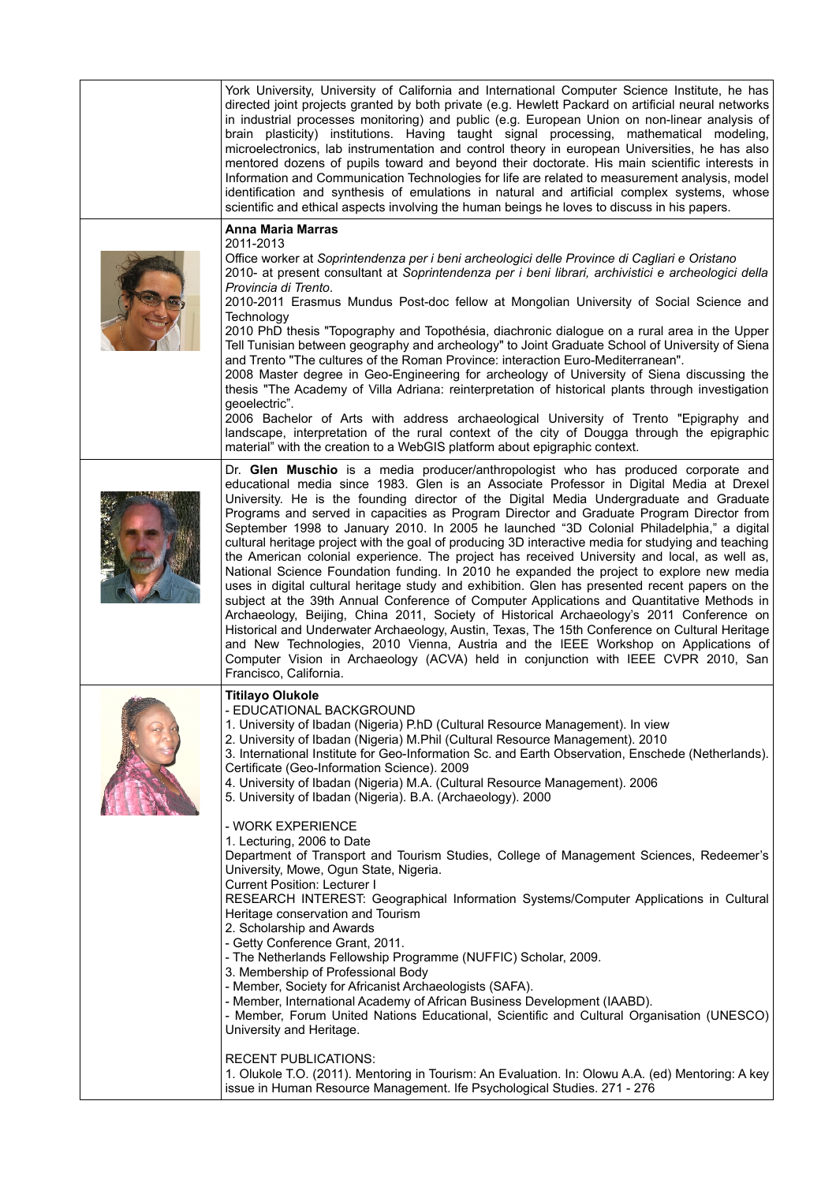York University, University of California and International Computer Science Institute, he has directed joint projects granted by both private (e.g. Hewlett Packard on artificial neural networks in industrial processes monitoring) and public (e.g. European Union on non-linear analysis of brain plasticity) institutions. Having taught signal processing, mathematical modeling, microelectronics, lab instrumentation and control theory in european Universities, he has also mentored dozens of pupils toward and beyond their doctorate. His main scientific interests in Information and Communication Technologies for life are related to measurement analysis, model identification and synthesis of emulations in natural and artificial complex systems, whose scientific and ethical aspects involving the human beings he loves to discuss in his papers.

**Anna Maria Marras**

2011-2013
Office worker at *Soprintendenza per i beni archeologici delle Province di Cagliari e Oristano*
2010- at present consultant at *Soprintendenza per i beni librari, archivistici e archeologici della Provincia di Trento*.
2010-2011 Erasmus Mundus Post-doc fellow at Mongolian University of Social Science and Technology
2010 PhD thesis "Topography and Topothésia, diachronic dialogue on a rural area in the Upper Tell Tunisian between geography and archeology" to Joint Graduate School of University of Siena and Trento "The cultures of the Roman Province: interaction Euro-Mediterranean".
2008 Master degree in Geo-Engineering for archeology of University of Siena discussing the thesis "The Academy of Villa Adriana: reinterpretation of historical plants through investigation geoelectric".
2006 Bachelor of Arts with address archaeological University of Trento "Epigraphy and landscape, interpretation of the rural context of the city of Dougga through the epigraphic material" with the creation to a WebGIS platform about epigraphic context.

Dr. **Glen Muschio** is a media producer/anthropologist who has produced corporate and educational media since 1983. Glen is an Associate Professor in Digital Media at Drexel University. He is the founding director of the Digital Media Undergraduate and Graduate Programs and served in capacities as Program Director and Graduate Program Director from September 1998 to January 2010. In 2005 he launched "3D Colonial Philadelphia," a digital cultural heritage project with the goal of producing 3D interactive media for studying and teaching the American colonial experience. The project has received University and local, as well as, National Science Foundation funding. In 2010 he expanded the project to explore new media uses in digital cultural heritage study and exhibition. Glen has presented recent papers on the subject at the 39th Annual Conference of Computer Applications and Quantitative Methods in Archaeology, Beijing, China 2011, Society of Historical Archaeology's 2011 Conference on Historical and Underwater Archaeology, Austin, Texas, The 15th Conference on Cultural Heritage and New Technologies, 2010 Vienna, Austria and the IEEE Workshop on Applications of Computer Vision in Archaeology (ACVA) held in conjunction with IEEE CVPR 2010, San Francisco, California.

**Titilayo Olukole**

- EDUCATIONAL BACKGROUND

1. University of Ibadan (Nigeria) P.hD (Cultural Resource Management). In view
2. University of Ibadan (Nigeria) M.Phil (Cultural Resource Management). 2010
3. International Institute for Geo-Information Sc. and Earth Observation, Enschede (Netherlands). Certificate (Geo-Information Science). 2009
4. University of Ibadan (Nigeria) M.A. (Cultural Resource Management). 2006
5. University of Ibadan (Nigeria). B.A. (Archaeology). 2000

- WORK EXPERIENCE

1. Lecturing, 2006 to Date
Department of Transport and Tourism Studies, College of Management Sciences, Redeemer's University, Mowe, Ogun State, Nigeria.
Current Position: Lecturer I
RESEARCH INTEREST: Geographical Information Systems/Computer Applications in Cultural Heritage conservation and Tourism
2. Scholarship and Awards
- Getty Conference Grant, 2011.
- The Netherlands Fellowship Programme (NUFFIC) Scholar, 2009.
3. Membership of Professional Body
- Member, Society for Africanist Archaeologists (SAFA).
- Member, International Academy of African Business Development (IAABD).
- Member, Forum United Nations Educational, Scientific and Cultural Organisation (UNESCO) University and Heritage.

RECENT PUBLICATIONS:

1. Olukole T.O. (2011). Mentoring in Tourism: An Evaluation. In: Olowu A.A. (ed) Mentoring: A key issue in Human Resource Management. Ife Psychological Studies. 271 - 276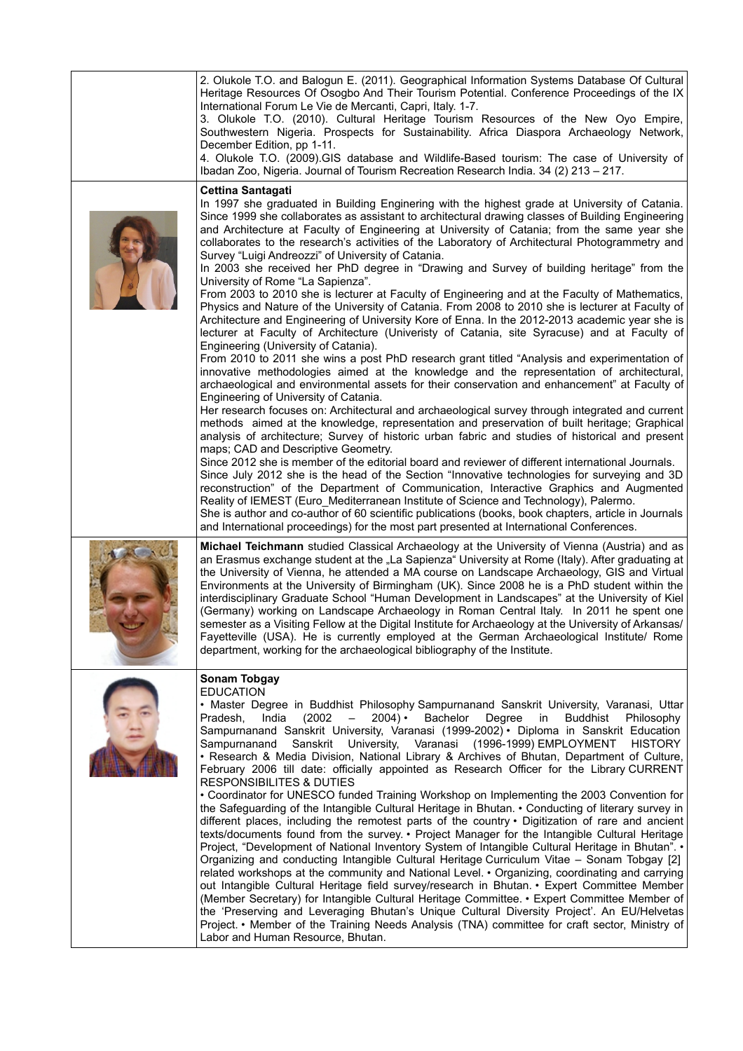2. Olukole T.O. and Balogun E. (2011). Geographical Information Systems Database Of Cultural Heritage Resources Of Osogbo And Their Tourism Potential. Conference Proceedings of the IX International Forum Le Vie de Mercanti, Capri, Italy. 1-7.
3. Olukole T.O. (2010). Cultural Heritage Tourism Resources of the New Oyo Empire, Southwestern Nigeria. Prospects for Sustainability. Africa Diaspora Archaeology Network, December Edition, pp 1-11.
4. Olukole T.O. (2009).GIS database and Wildlife-Based tourism: The case of University of Ibadan Zoo, Nigeria. Journal of Tourism Recreation Research India. 34 (2) 213 – 217.

**Cettina Santagati**

In 1997 she graduated in Building Enginering with the highest grade at University of Catania. Since 1999 she collaborates as assistant to architectural drawing classes of Building Engineering and Architecture at Faculty of Engineering at University of Catania; from the same year she collaborates to the research's activities of the Laboratory of Architectural Photogrammetry and Survey "Luigi Andreozzi" of University of Catania.
In 2003 she received her PhD degree in "Drawing and Survey of building heritage" from the University of Rome "La Sapienza".
From 2003 to 2010 she is lecturer at Faculty of Engineering and at the Faculty of Mathematics, Physics and Nature of the University of Catania. From 2008 to 2010 she is lecturer at Faculty of Architecture and Engineering of University Kore of Enna. In the 2012-2013 academic year she is lecturer at Faculty of Architecture (Univeristy of Catania, site Syracuse) and at Faculty of Engineering (University of Catania).
From 2010 to 2011 she wins a post PhD research grant titled "Analysis and experimentation of innovative methodologies aimed at the knowledge and the representation of architectural, archaeological and environmental assets for their conservation and enhancement" at Faculty of Engineering of University of Catania.
Her research focuses on: Architectural and archaeological survey through integrated and current methods aimed at the knowledge, representation and preservation of built heritage; Graphical analysis of architecture; Survey of historic urban fabric and studies of historical and present maps; CAD and Descriptive Geometry.
Since 2012 she is member of the editorial board and reviewer of different international Journals.
Since July 2012 she is the head of the Section "Innovative technologies for surveying and 3D reconstruction" of the Department of Communication, Interactive Graphics and Augmented Reality of IEMEST (Euro_Mediterranean Institute of Science and Technology), Palermo.
She is author and co-author of 60 scientific publications (books, book chapters, article in Journals and International proceedings) for the most part presented at International Conferences.

**Michael Teichmann** studied Classical Archaeology at the University of Vienna (Austria) and as an Erasmus exchange student at the „La Sapienza" University at Rome (Italy). After graduating at the University of Vienna, he attended a MA course on Landscape Archaeology, GIS and Virtual Environments at the University of Birmingham (UK). Since 2008 he is a PhD student within the interdisciplinary Graduate School "Human Development in Landscapes" at the University of Kiel (Germany) working on Landscape Archaeology in Roman Central Italy. In 2011 he spent one semester as a Visiting Fellow at the Digital Institute for Archaeology at the University of Arkansas/ Fayetteville (USA). He is currently employed at the German Archaeological Institute/ Rome department, working for the archaeological bibliography of the Institute.

**Sonam Tobgay**

EDUCATION

• Master Degree in Buddhist Philosophy Sampurnanand Sanskrit University, Varanasi, Uttar Pradesh, India (2002 – 2004) • Bachelor Degree in Buddhist Philosophy Sampurnanand Sanskrit University, Varanasi (1999-2002) • Diploma in Sanskrit Education Sampurnanand Sanskrit University, Varanasi (1996-1999) EMPLOYMENT HISTORY • Research & Media Division, National Library & Archives of Bhutan, Department of Culture, February 2006 till date: officially appointed as Research Officer for the Library CURRENT RESPONSIBILITES & DUTIES

• Coordinator for UNESCO funded Training Workshop on Implementing the 2003 Convention for the Safeguarding of the Intangible Cultural Heritage in Bhutan. • Conducting of literary survey in different places, including the remotest parts of the country • Digitization of rare and ancient texts/documents found from the survey. • Project Manager for the Intangible Cultural Heritage Project, "Development of National Inventory System of Intangible Cultural Heritage in Bhutan". • Organizing and conducting Intangible Cultural Heritage Curriculum Vitae – Sonam Tobgay [2] related workshops at the community and National Level. • Organizing, coordinating and carrying out Intangible Cultural Heritage field survey/research in Bhutan. • Expert Committee Member (Member Secretary) for Intangible Cultural Heritage Committee. • Expert Committee Member of the 'Preserving and Leveraging Bhutan's Unique Cultural Diversity Project'. An EU/Helvetas Project. • Member of the Training Needs Analysis (TNA) committee for craft sector, Ministry of Labor and Human Resource, Bhutan.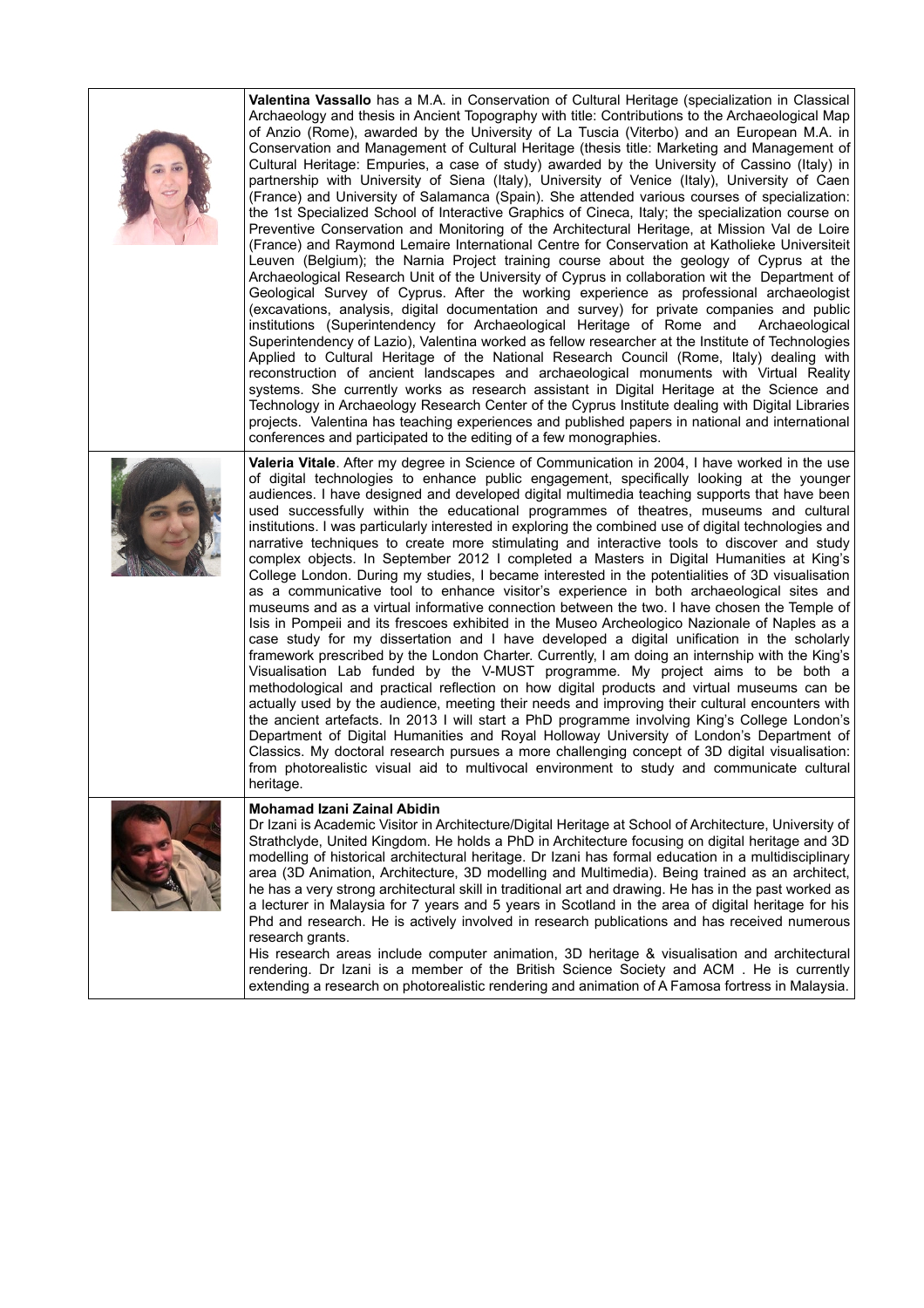| | |
|---|---|
| | **Valentina Vassallo** has a M.A. in Conservation of Cultural Heritage (specialization in Classical Archaeology and thesis in Ancient Topography with title: Contributions to the Archaeological Map of Anzio (Rome), awarded by the University of La Tuscia (Viterbo) and an European M.A. in Conservation and Management of Cultural Heritage (thesis title: Marketing and Management of Cultural Heritage: Empuries, a case of study) awarded by the University of Cassino (Italy) in partnership with University of Siena (Italy), University of Venice (Italy), University of Caen (France) and University of Salamanca (Spain). She attended various courses of specialization: the 1st Specialized School of Interactive Graphics of Cineca, Italy; the specialization course on Preventive Conservation and Monitoring of the Architectural Heritage, at Mission Val de Loire (France) and Raymond Lemaire International Centre for Conservation at Katholieke Universiteit Leuven (Belgium); the Narnia Project training course about the geology of Cyprus at the Archaeological Research Unit of the University of Cyprus in collaboration wit the Department of Geological Survey of Cyprus. After the working experience as professional archaeologist (excavations, analysis, digital documentation and survey) for private companies and public institutions (Superintendency for Archaeological Heritage of Rome and Archaeological Superintendency of Lazio), Valentina worked as fellow researcher at the Institute of Technologies Applied to Cultural Heritage of the National Research Council (Rome, Italy) dealing with reconstruction of ancient landscapes and archaeological monuments with Virtual Reality systems. She currently works as research assistant in Digital Heritage at the Science and Technology in Archaeology Research Center of the Cyprus Institute dealing with Digital Libraries projects. Valentina has teaching experiences and published papers in national and international conferences and participated to the editing of a few monographies. |
| | **Valeria Vitale**. After my degree in Science of Communication in 2004, I have worked in the use of digital technologies to enhance public engagement, specifically looking at the younger audiences. I have designed and developed digital multimedia teaching supports that have been used successfully within the educational programmes of theatres, museums and cultural institutions. I was particularly interested in exploring the combined use of digital technologies and narrative techniques to create more stimulating and interactive tools to discover and study complex objects. In September 2012 I completed a Masters in Digital Humanities at King's College London. During my studies, I became interested in the potentialities of 3D visualisation as a communicative tool to enhance visitor's experience in both archaeological sites and museums and as a virtual informative connection between the two. I have chosen the Temple of Isis in Pompeii and its frescoes exhibited in the Museo Archeologico Nazionale of Naples as a case study for my dissertation and I have developed a digital unification in the scholarly framework prescribed by the London Charter. Currently, I am doing an internship with the King's Visualisation Lab funded by the V-MUST programme. My project aims to be both a methodological and practical reflection on how digital products and virtual museums can be actually used by the audience, meeting their needs and improving their cultural encounters with the ancient artefacts. In 2013 I will start a PhD programme involving King's College London's Department of Digital Humanities and Royal Holloway University of London's Department of Classics. My doctoral research pursues a more challenging concept of 3D digital visualisation: from photorealistic visual aid to multivocal environment to study and communicate cultural heritage. |
| | **Mohamad Izani Zainal Abidin**<br>Dr Izani is Academic Visitor in Architecture/Digital Heritage at School of Architecture, University of Strathclyde, United Kingdom. He holds a PhD in Architecture focusing on digital heritage and 3D modelling of historical architectural heritage. Dr Izani has formal education in a multidisciplinary area (3D Animation, Architecture, 3D modelling and Multimedia). Being trained as an architect, he has a very strong architectural skill in traditional art and drawing. He has in the past worked as a lecturer in Malaysia for 7 years and 5 years in Scotland in the area of digital heritage for his Phd and research. He is actively involved in research publications and has received numerous research grants.<br>His research areas include computer animation, 3D heritage & visualisation and architectural rendering. Dr Izani is a member of the British Science Society and ACM . He is currently extending a research on photorealistic rendering and animation of A Famosa fortress in Malaysia. |